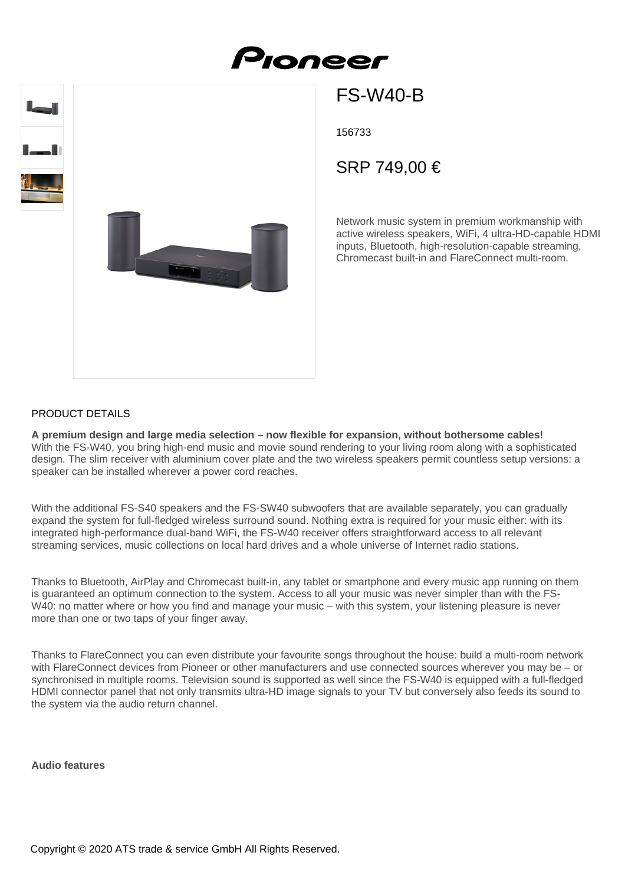# FS-W40-B

156733

SRP 749,00 €

Network music system in premium workmanship with active wireless speakers, WiFi, 4 ultra-HD-capable HDMI inputs, Bluetooth, high-resolution-capable streaming, Chromecast built-in and FlareConnect multi-room.

## PRODUCT DETAILS

**A premium design and large media selection – now flexible for expansion, without bothersome cables!**
With the FS-W40, you bring high-end music and movie sound rendering to your living room along with a sophisticated design. The slim receiver with aluminium cover plate and the two wireless speakers permit countless setup versions: a speaker can be installed wherever a power cord reaches.

With the additional FS-S40 speakers and the FS-SW40 subwoofers that are available separately, you can gradually expand the system for full-fledged wireless surround sound. Nothing extra is required for your music either: with its integrated high-performance dual-band WiFi, the FS-W40 receiver offers straightforward access to all relevant streaming services, music collections on local hard drives and a whole universe of Internet radio stations.

Thanks to Bluetooth, AirPlay and Chromecast built-in, any tablet or smartphone and every music app running on them is guaranteed an optimum connection to the system. Access to all your music was never simpler than with the FS-W40: no matter where or how you find and manage your music – with this system, your listening pleasure is never more than one or two taps of your finger away.

Thanks to FlareConnect you can even distribute your favourite songs throughout the house: build a multi-room network with FlareConnect devices from Pioneer or other manufacturers and use connected sources wherever you may be – or synchronised in multiple rooms. Television sound is supported as well since the FS-W40 is equipped with a full-fledged HDMI connector panel that not only transmits ultra-HD image signals to your TV but conversely also feeds its sound to the system via the audio return channel.

**Audio features**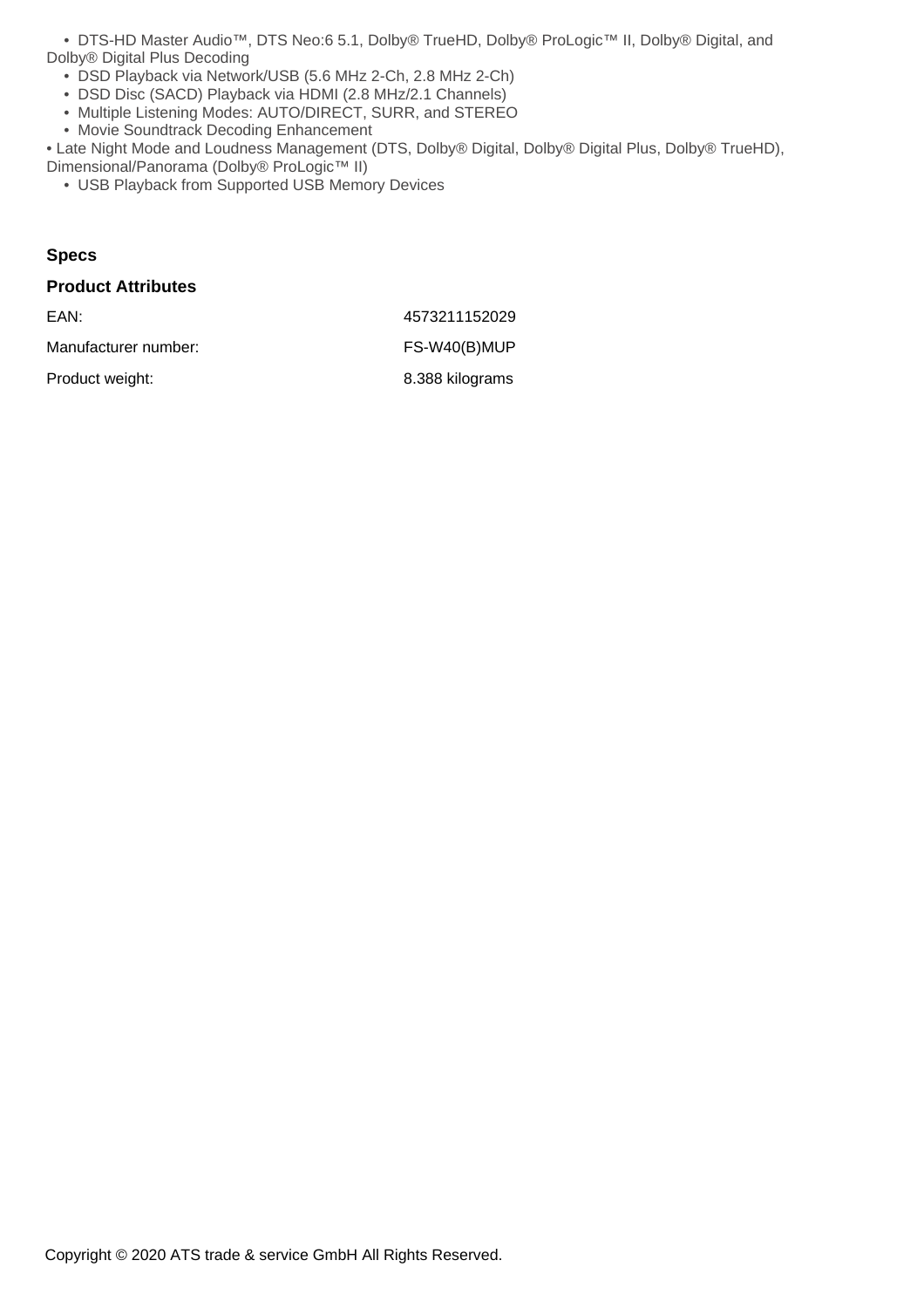- DTS-HD Master Audio™, DTS Neo:6 5.1, Dolby® TrueHD, Dolby® ProLogic™ II, Dolby® Digital, and Dolby® Digital Plus Decoding
- DSD Playback via Network/USB (5.6 MHz 2-Ch, 2.8 MHz 2-Ch)
- DSD Disc (SACD) Playback via HDMI (2.8 MHz/2.1 Channels)
- Multiple Listening Modes: AUTO/DIRECT, SURR, and STEREO
- Movie Soundtrack Decoding Enhancement
- Late Night Mode and Loudness Management (DTS, Dolby® Digital, Dolby® Digital Plus, Dolby® TrueHD), Dimensional/Panorama (Dolby® ProLogic™ II)
- USB Playback from Supported USB Memory Devices

## Specs

### Product Attributes

| | |
|---|---|
| EAN: | 4573211152029 |
| Manufacturer number: | FS-W40(B)MUP |
| Product weight: | 8.388 kilograms |

Copyright © 2020 ATS trade & service GmbH All Rights Reserved.